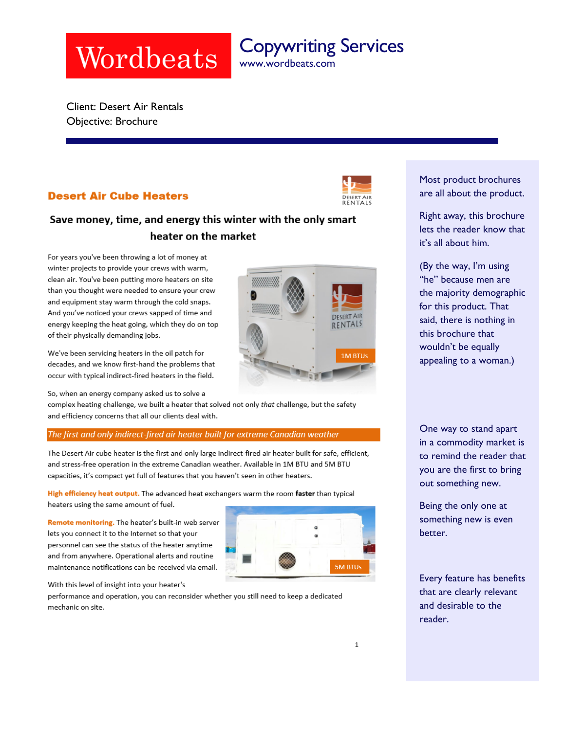# Wordbeats

## Copywriting Services

www.wordbeats.com

Client: Desert Air Rentals
Objective: Brochure

---

### Desert Air Cube Heaters

DESERT AIR RENTALS

## Save money, time, and energy this winter with the only smart heater on the market

For years you've been throwing a lot of money at winter projects to provide your crews with warm, clean air. You've been putting more heaters on site than you thought were needed to ensure your crew and equipment stay warm through the cold snaps. And you've noticed your crews sapped of time and energy keeping the heat going, which they do on top of their physically demanding jobs.

We've been servicing heaters in the oil patch for decades, and we know first-hand the problems that occur with typical indirect-fired heaters in the field.

So, when an energy company asked us to solve a complex heating challenge, we built a heater that solved not only *that* challenge, but the safety and efficiency concerns that all our clients deal with.

1M BTUs

### *The first and only indirect-fired air heater built for extreme Canadian weather*

The Desert Air cube heater is the first and only large indirect-fired air heater built for safe, efficient, and stress-free operation in the extreme Canadian weather. Available in 1M BTU and 5M BTU capacities, it's compact yet full of features that you haven't seen in other heaters.

**High efficiency heat output.** The advanced heat exchangers warm the room **faster** than typical heaters using the same amount of fuel.

**Remote monitoring.** The heater's built-in web server lets you connect it to the Internet so that your personnel can see the status of the heater anytime and from anywhere. Operational alerts and routine maintenance notifications can be received via email.

5M BTUs

With this level of insight into your heater's performance and operation, you can reconsider whether you still need to keep a dedicated mechanic on site.

---

Most product brochures are all about the product.

Right away, this brochure lets the reader know that it's all about him.

(By the way, I'm using "he" because men are the majority demographic for this product. That said, there is nothing in this brochure that wouldn't be equally appealing to a woman.)

One way to stand apart in a commodity market is to remind the reader that you are the first to bring out something new.

Being the only one at something new is even better.

Every feature has benefits that are clearly relevant and desirable to the reader.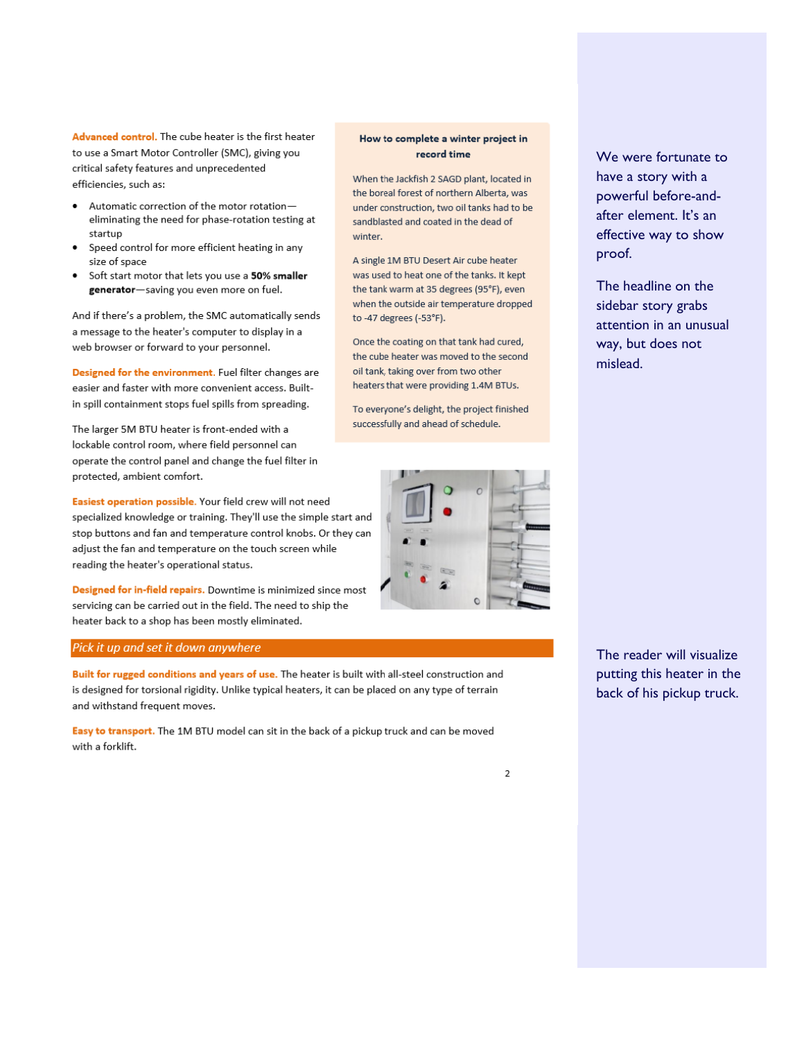**Advanced control.** The cube heater is the first heater to use a Smart Motor Controller (SMC), giving you critical safety features and unprecedented efficiencies, such as:

- Automatic correction of the motor rotation—eliminating the need for phase-rotation testing at startup
- Speed control for more efficient heating in any size of space
- Soft start motor that lets you use a **50% smaller generator**—saving you even more on fuel.

And if there's a problem, the SMC automatically sends a message to the heater's computer to display in a web browser or forward to your personnel.

**Designed for the environment.** Fuel filter changes are easier and faster with more convenient access. Built-in spill containment stops fuel spills from spreading.

The larger 5M BTU heater is front-ended with a lockable control room, where field personnel can operate the control panel and change the fuel filter in protected, ambient comfort.

**Easiest operation possible.** Your field crew will not need specialized knowledge or training. They'll use the simple start and stop buttons and fan and temperature control knobs. Or they can adjust the fan and temperature on the touch screen while reading the heater's operational status.

**Designed for in-field repairs.** Downtime is minimized since most servicing can be carried out in the field. The need to ship the heater back to a shop has been mostly eliminated.

**How to complete a winter project in record time**

When the Jackfish 2 SAGD plant, located in the boreal forest of northern Alberta, was under construction, two oil tanks had to be sandblasted and coated in the dead of winter.

A single 1M BTU Desert Air cube heater was used to heat one of the tanks. It kept the tank warm at 35 degrees (95°F), even when the outside air temperature dropped to -47 degrees (-53°F).

Once the coating on that tank had cured, the cube heater was moved to the second oil tank, taking over from two other heaters that were providing 1.4M BTUs.

To everyone's delight, the project finished successfully and ahead of schedule.

We were fortunate to have a story with a powerful before-and-after element. It's an effective way to show proof.

The headline on the sidebar story grabs attention in an unusual way, but does not mislead.

## *Pick it up and set it down anywhere*

**Built for rugged conditions and years of use.** The heater is built with all-steel construction and is designed for torsional rigidity. Unlike typical heaters, it can be placed on any type of terrain and withstand frequent moves.

**Easy to transport.** The 1M BTU model can sit in the back of a pickup truck and can be moved with a forklift.

The reader will visualize putting this heater in the back of his pickup truck.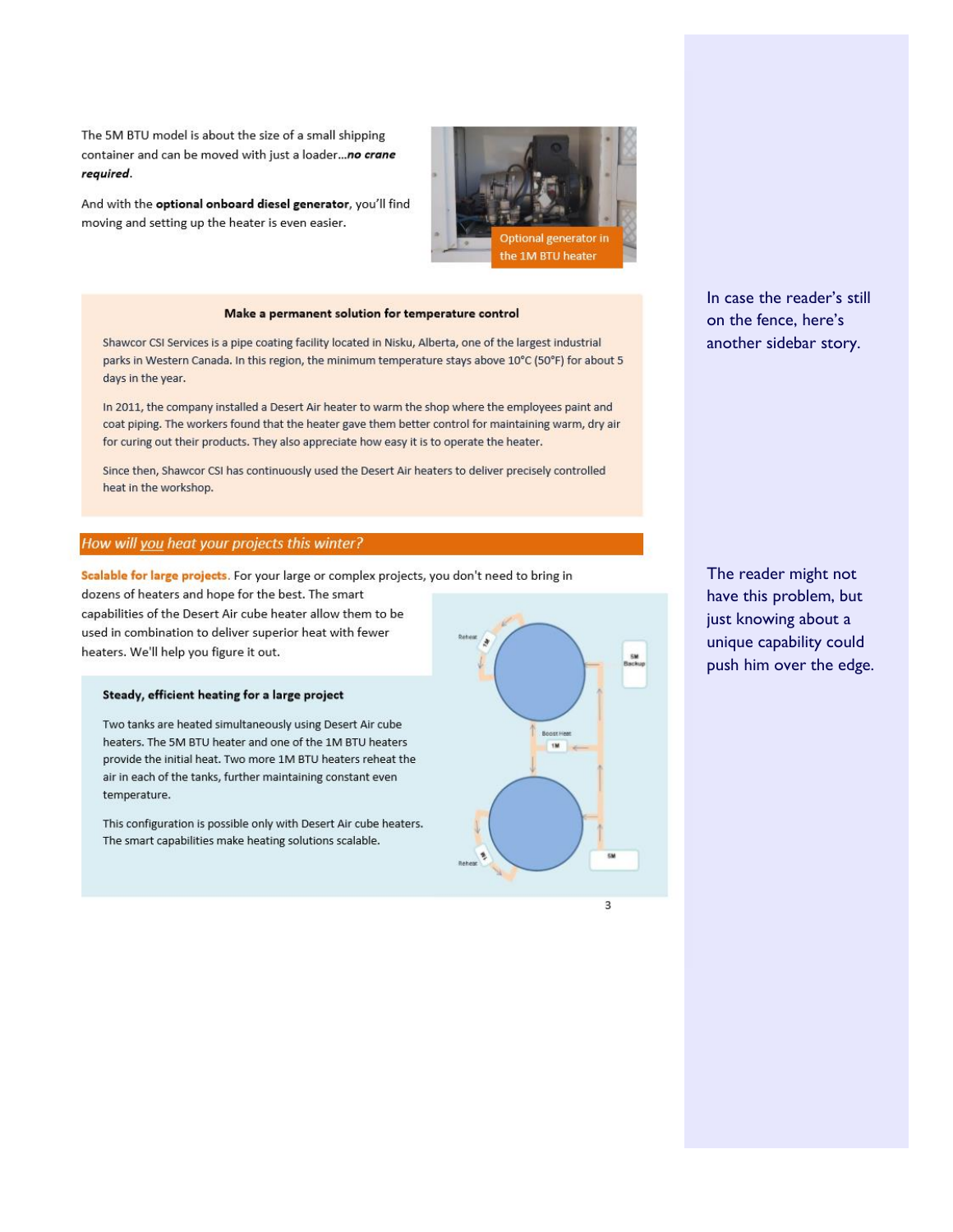The 5M BTU model is about the size of a small shipping container and can be moved with just a loader…***no crane required***.

And with the **optional onboard diesel generator**, you'll find moving and setting up the heater is even easier.

Optional generator in the 1M BTU heater

In case the reader's still on the fence, here's another sidebar story.

**Make a permanent solution for temperature control**

Shawcor CSI Services is a pipe coating facility located in Nisku, Alberta, one of the largest industrial parks in Western Canada. In this region, the minimum temperature stays above 10°C (50°F) for about 5 days in the year.

In 2011, the company installed a Desert Air heater to warm the shop where the employees paint and coat piping. The workers found that the heater gave them better control for maintaining warm, dry air for curing out their products. They also appreciate how easy it is to operate the heater.

Since then, Shawcor CSI has continuously used the Desert Air heaters to deliver precisely controlled heat in the workshop.

## *How will you heat your projects this winter?*

**Scalable for large projects**. For your large or complex projects, you don't need to bring in dozens of heaters and hope for the best. The smart capabilities of the Desert Air cube heater allow them to be used in combination to deliver superior heat with fewer heaters. We'll help you figure it out.

The reader might not have this problem, but just knowing about a unique capability could push him over the edge.

**Steady, efficient heating for a large project**

Two tanks are heated simultaneously using Desert Air cube heaters. The 5M BTU heater and one of the 1M BTU heaters provide the initial heat. Two more 1M BTU heaters reheat the air in each of the tanks, further maintaining constant even temperature.

This configuration is possible only with Desert Air cube heaters. The smart capabilities make heating solutions scalable.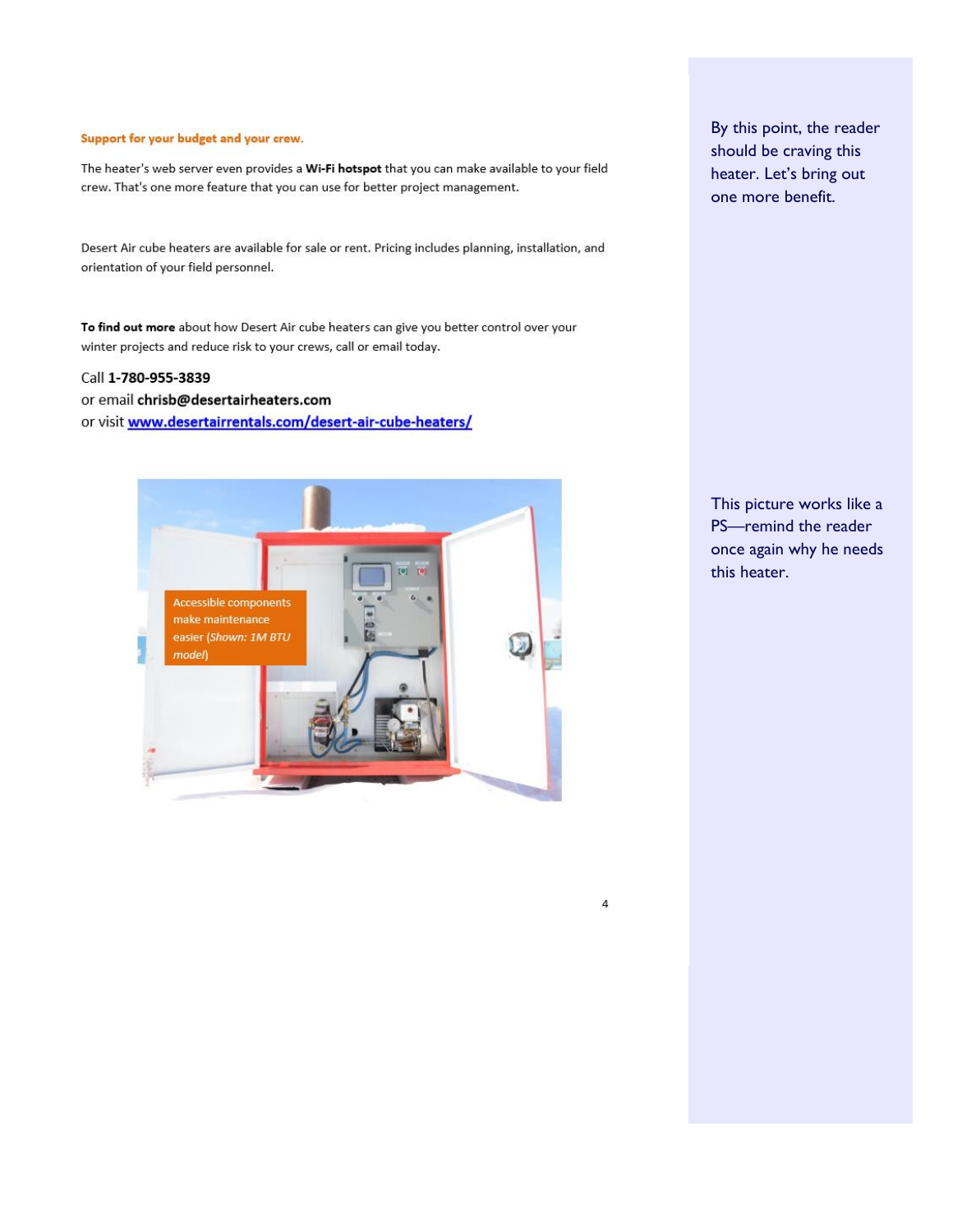### Support for your budget and your crew.

The heater's web server even provides a **Wi-Fi hotspot** that you can make available to your field crew. That's one more feature that you can use for better project management.

Desert Air cube heaters are available for sale or rent. Pricing includes planning, installation, and orientation of your field personnel.

**To find out more** about how Desert Air cube heaters can give you better control over your winter projects and reduce risk to your crews, call or email today.

Call **1-780-955-3839**
or email **chrisb@desertairheaters.com**
or visit [www.desertairrentals.com/desert-air-cube-heaters/](www.desertairrentals.com/desert-air-cube-heaters/)

Accessible components make maintenance easier (*Shown: 1M BTU model*)

By this point, the reader should be craving this heater. Let's bring out one more benefit.

This picture works like a PS—remind the reader once again why he needs this heater.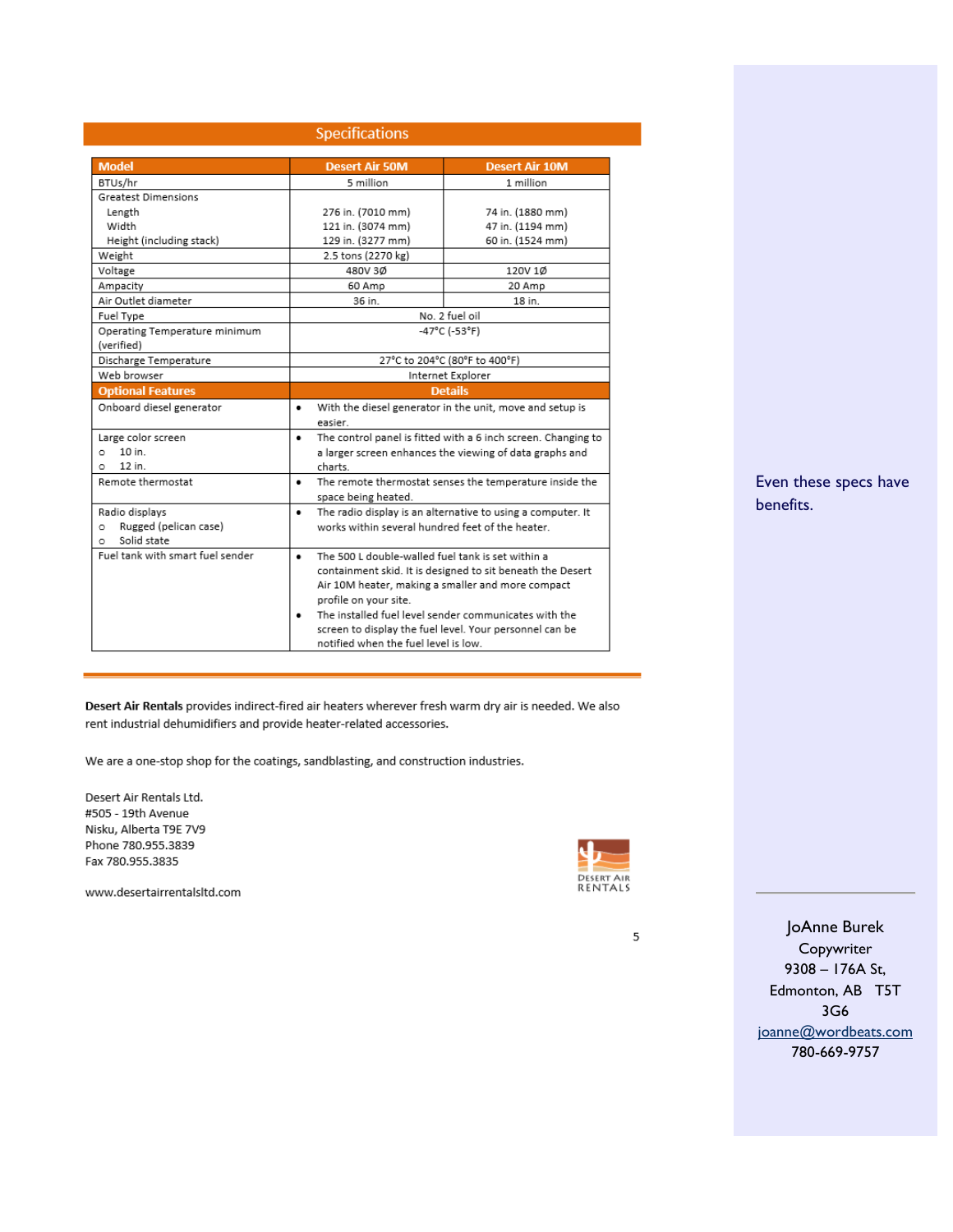## Specifications

| Model | Desert Air 50M | Desert Air 10M |
|---|---|---|
| BTUs/hr | 5 million | 1 million |
| Greatest Dimensions<br>Length<br>Width<br>Height (including stack) | <br>276 in. (7010 mm)<br>121 in. (3074 mm)<br>129 in. (3277 mm) | <br>74 in. (1880 mm)<br>47 in. (1194 mm)<br>60 in. (1524 mm) |
| Weight | 2.5 tons (2270 kg) | |
| Voltage | 480V 3Ø | 120V 1Ø |
| Ampacity | 60 Amp | 20 Amp |
| Air Outlet diameter | 36 in. | 18 in. |
| Fuel Type | No. 2 fuel oil | |
| Operating Temperature minimum (verified) | -47°C (-53°F) | |
| Discharge Temperature | 27°C to 204°C (80°F to 400°F) | |
| Web browser | Internet Explorer | |
| **Optional Features** | **Details** | |
| Onboard diesel generator | • With the diesel generator in the unit, move and setup is easier. | |
| Large color screen<br>○ 10 in.<br>○ 12 in. | • The control panel is fitted with a 6 inch screen. Changing to a larger screen enhances the viewing of data graphs and charts. | |
| Remote thermostat | • The remote thermostat senses the temperature inside the space being heated. | |
| Radio displays<br>○ Rugged (pelican case)<br>○ Solid state | • The radio display is an alternative to using a computer. It works within several hundred feet of the heater. | |
| Fuel tank with smart fuel sender | • The 500 L double-walled fuel tank is set within a containment skid. It is designed to sit beneath the Desert Air 10M heater, making a smaller and more compact profile on your site.<br>• The installed fuel level sender communicates with the screen to display the fuel level. Your personnel can be notified when the fuel level is low. | |

**Desert Air Rentals** provides indirect-fired air heaters wherever fresh warm dry air is needed. We also rent industrial dehumidifiers and provide heater-related accessories.

We are a one-stop shop for the coatings, sandblasting, and construction industries.

Desert Air Rentals Ltd.
#505 - 19th Avenue
Nisku, Alberta T9E 7V9
Phone 780.955.3839
Fax 780.955.3835

www.desertairrentalsltd.com

DESERT AIR RENTALS

Even these specs have benefits.

JoAnne Burek
Copywriter
9308 – 176A St,
Edmonton, AB T5T 3G6
joanne@wordbeats.com
780-669-9757